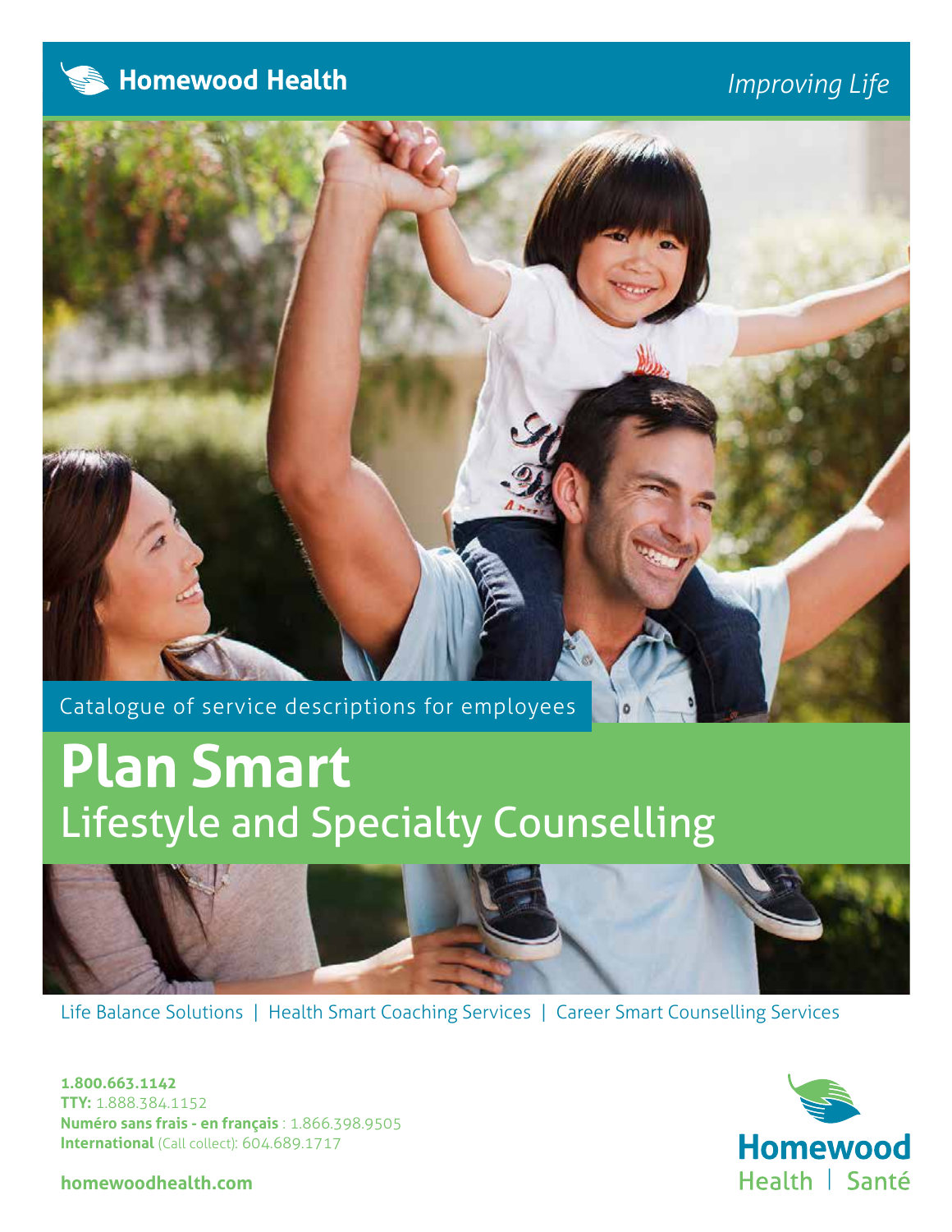Homewood Health

*Improving Life*

Catalogue of service descriptions for employees

# Plan Smart

## Lifestyle and Specialty Counselling

Life Balance Solutions | Health Smart Coaching Services | Career Smart Counselling Services

**1.800.663.1142**
**TTY:** 1.888.384.1152
**Numéro sans frais - en français** : 1.866.398.9505
**International** (Call collect): 604.689.1717

**homewoodhealth.com**

Homewood Health | Santé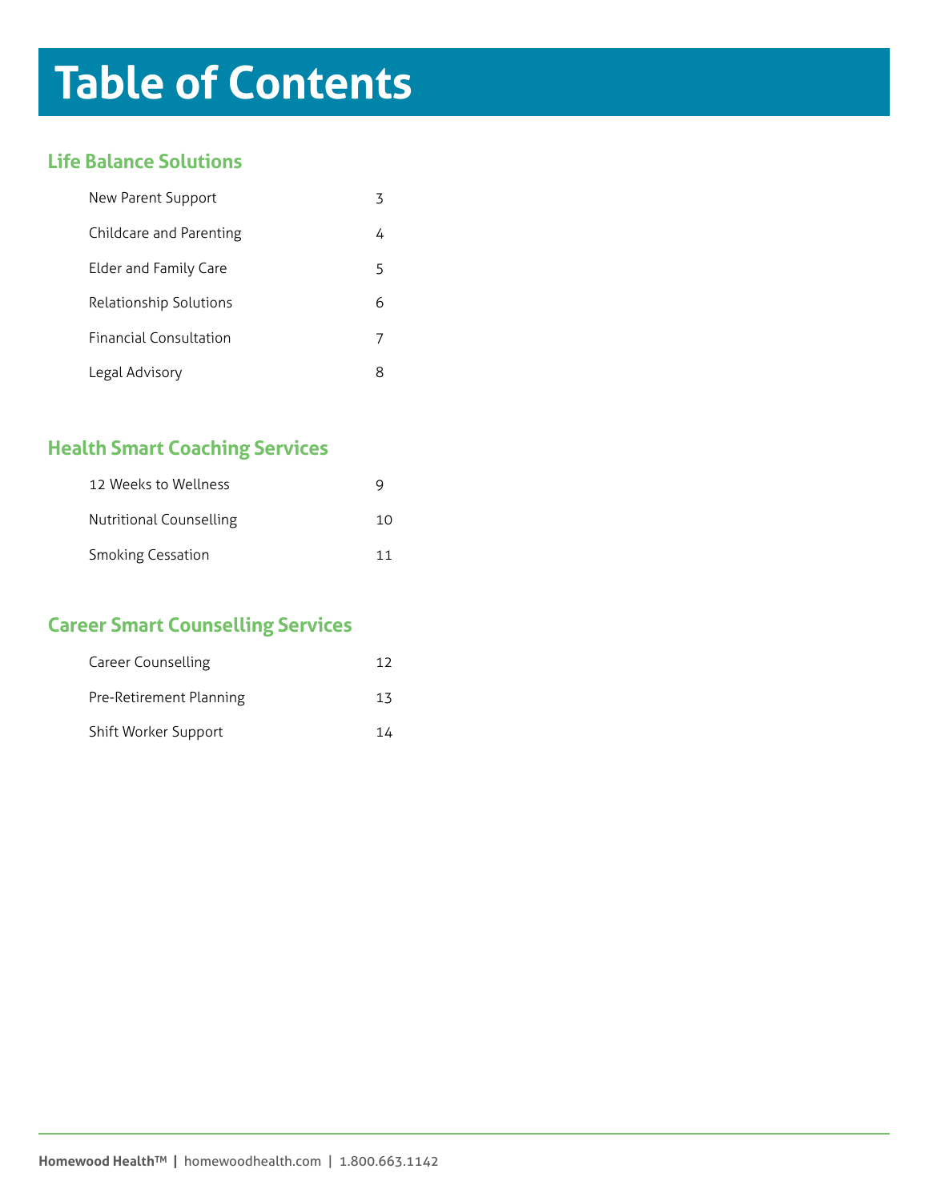# Table of Contents

## Life Balance Solutions

| | |
|---|---|
| New Parent Support | 3 |
| Childcare and Parenting | 4 |
| Elder and Family Care | 5 |
| Relationship Solutions | 6 |
| Financial Consultation | 7 |
| Legal Advisory | 8 |

## Health Smart Coaching Services

| | |
|---|---|
| 12 Weeks to Wellness | 9 |
| Nutritional Counselling | 10 |
| Smoking Cessation | 11 |

## Career Smart Counselling Services

| | |
|---|---|
| Career Counselling | 12 |
| Pre-Retirement Planning | 13 |
| Shift Worker Support | 14 |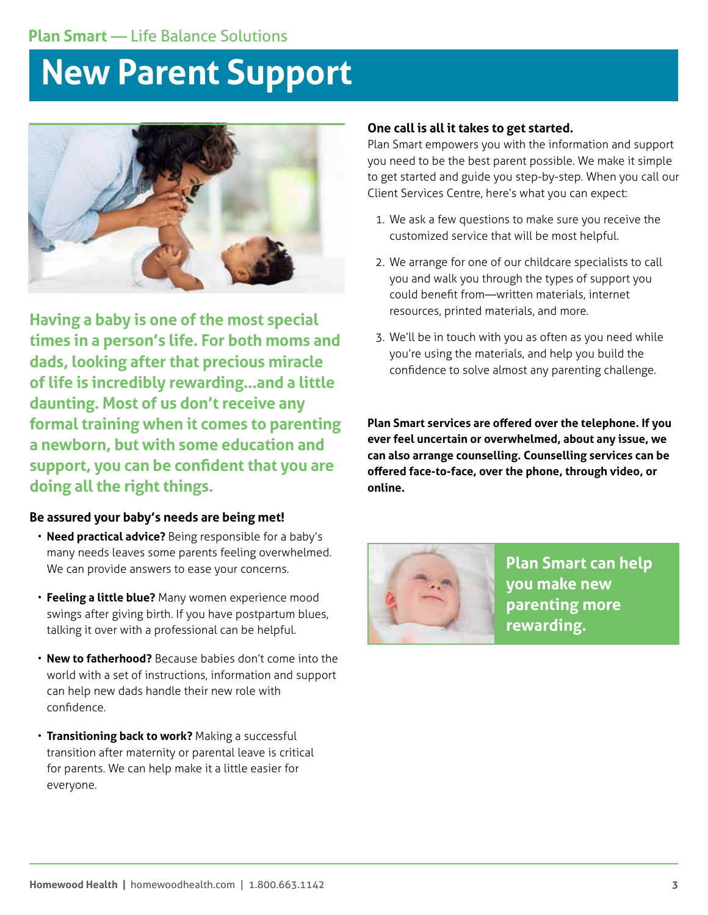Plan Smart — Life Balance Solutions

# New Parent Support

**Having a baby is one of the most special times in a person's life. For both moms and dads, looking after that precious miracle of life is incredibly rewarding...and a little daunting. Most of us don't receive any formal training when it comes to parenting a newborn, but with some education and support, you can be confident that you are doing all the right things.**

### Be assured your baby's needs are being met!

- **Need practical advice?** Being responsible for a baby's many needs leaves some parents feeling overwhelmed. We can provide answers to ease your concerns.
- **Feeling a little blue?** Many women experience mood swings after giving birth. If you have postpartum blues, talking it over with a professional can be helpful.
- **New to fatherhood?** Because babies don't come into the world with a set of instructions, information and support can help new dads handle their new role with confidence.
- **Transitioning back to work?** Making a successful transition after maternity or parental leave is critical for parents. We can help make it a little easier for everyone.

### One call is all it takes to get started.

Plan Smart empowers you with the information and support you need to be the best parent possible. We make it simple to get started and guide you step-by-step. When you call our Client Services Centre, here's what you can expect:

1. We ask a few questions to make sure you receive the customized service that will be most helpful.
2. We arrange for one of our childcare specialists to call you and walk you through the types of support you could benefit from—written materials, internet resources, printed materials, and more.
3. We'll be in touch with you as often as you need while you're using the materials, and help you build the confidence to solve almost any parenting challenge.

**Plan Smart services are offered over the telephone. If you ever feel uncertain or overwhelmed, about any issue, we can also arrange counselling. Counselling services can be offered face-to-face, over the phone, through video, or online.**

**Plan Smart can help you make new parenting more rewarding.**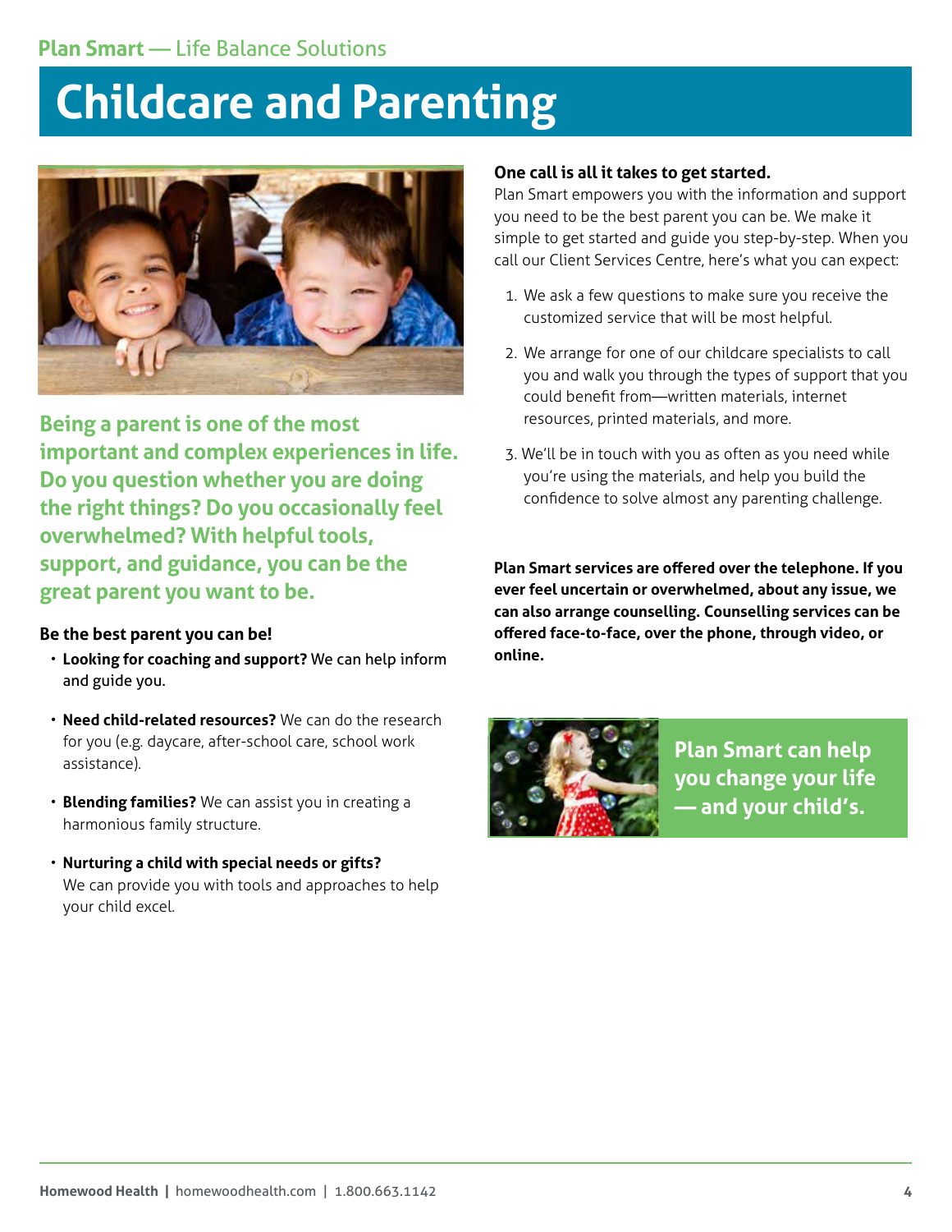# Childcare and Parenting

**Being a parent is one of the most important and complex experiences in life. Do you question whether you are doing the right things? Do you occasionally feel overwhelmed? With helpful tools, support, and guidance, you can be the great parent you want to be.**

**Be the best parent you can be!**

- **Looking for coaching and support?** We can help inform and guide you.
- **Need child-related resources?** We can do the research for you (e.g. daycare, after-school care, school work assistance).
- **Blending families?** We can assist you in creating a harmonious family structure.
- **Nurturing a child with special needs or gifts?** We can provide you with tools and approaches to help your child excel.

**One call is all it takes to get started.**

Plan Smart empowers you with the information and support you need to be the best parent you can be. We make it simple to get started and guide you step-by-step. When you call our Client Services Centre, here's what you can expect:

1. We ask a few questions to make sure you receive the customized service that will be most helpful.
2. We arrange for one of our childcare specialists to call you and walk you through the types of support that you could benefit from—written materials, internet resources, printed materials, and more.
3. We'll be in touch with you as often as you need while you're using the materials, and help you build the confidence to solve almost any parenting challenge.

**Plan Smart services are offered over the telephone. If you ever feel uncertain or overwhelmed, about any issue, we can also arrange counselling. Counselling services can be offered face-to-face, over the phone, through video, or online.**

**Plan Smart can help you change your life — and your child's.**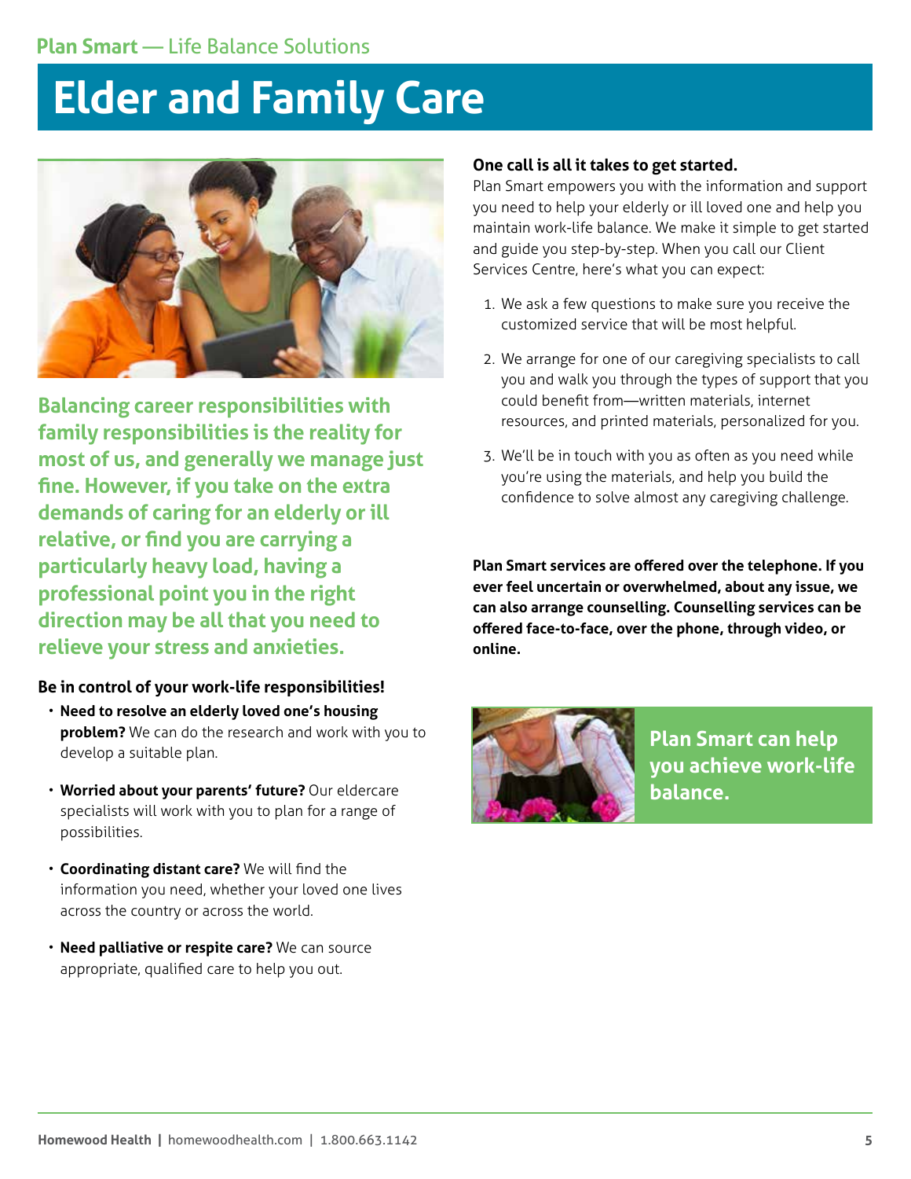Plan Smart — Life Balance Solutions

# Elder and Family Care

**Balancing career responsibilities with family responsibilities is the reality for most of us, and generally we manage just fine. However, if you take on the extra demands of caring for an elderly or ill relative, or find you are carrying a particularly heavy load, having a professional point you in the right direction may be all that you need to relieve your stress and anxieties.**

**Be in control of your work-life responsibilities!**

- **Need to resolve an elderly loved one's housing problem?** We can do the research and work with you to develop a suitable plan.
- **Worried about your parents' future?** Our eldercare specialists will work with you to plan for a range of possibilities.
- **Coordinating distant care?** We will find the information you need, whether your loved one lives across the country or across the world.
- **Need palliative or respite care?** We can source appropriate, qualified care to help you out.

**One call is all it takes to get started.**

Plan Smart empowers you with the information and support you need to help your elderly or ill loved one and help you maintain work-life balance. We make it simple to get started and guide you step-by-step. When you call our Client Services Centre, here's what you can expect:

1. We ask a few questions to make sure you receive the customized service that will be most helpful.
2. We arrange for one of our caregiving specialists to call you and walk you through the types of support that you could benefit from—written materials, internet resources, and printed materials, personalized for you.
3. We'll be in touch with you as often as you need while you're using the materials, and help you build the confidence to solve almost any caregiving challenge.

**Plan Smart services are offered over the telephone. If you ever feel uncertain or overwhelmed, about any issue, we can also arrange counselling. Counselling services can be offered face-to-face, over the phone, through video, or online.**

**Plan Smart can help you achieve work-life balance.**

Homewood Health | homewoodhealth.com | 1.800.663.1142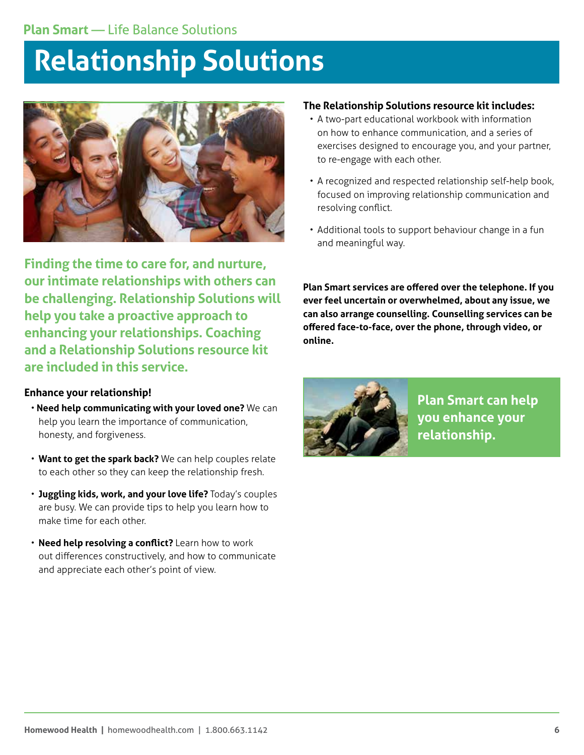Plan Smart — Life Balance Solutions

# Relationship Solutions

**Finding the time to care for, and nurture, our intimate relationships with others can be challenging. Relationship Solutions will help you take a proactive approach to enhancing your relationships. Coaching and a Relationship Solutions resource kit are included in this service.**

### Enhance your relationship!

- **Need help communicating with your loved one?** We can help you learn the importance of communication, honesty, and forgiveness.
- **Want to get the spark back?** We can help couples relate to each other so they can keep the relationship fresh.
- **Juggling kids, work, and your love life?** Today's couples are busy. We can provide tips to help you learn how to make time for each other.
- **Need help resolving a conflict?** Learn how to work out differences constructively, and how to communicate and appreciate each other's point of view.

### The Relationship Solutions resource kit includes:

- A two-part educational workbook with information on how to enhance communication, and a series of exercises designed to encourage you, and your partner, to re-engage with each other.
- A recognized and respected relationship self-help book, focused on improving relationship communication and resolving conflict.
- Additional tools to support behaviour change in a fun and meaningful way.

**Plan Smart services are offered over the telephone. If you ever feel uncertain or overwhelmed, about any issue, we can also arrange counselling. Counselling services can be offered face-to-face, over the phone, through video, or online.**

**Plan Smart can help you enhance your relationship.**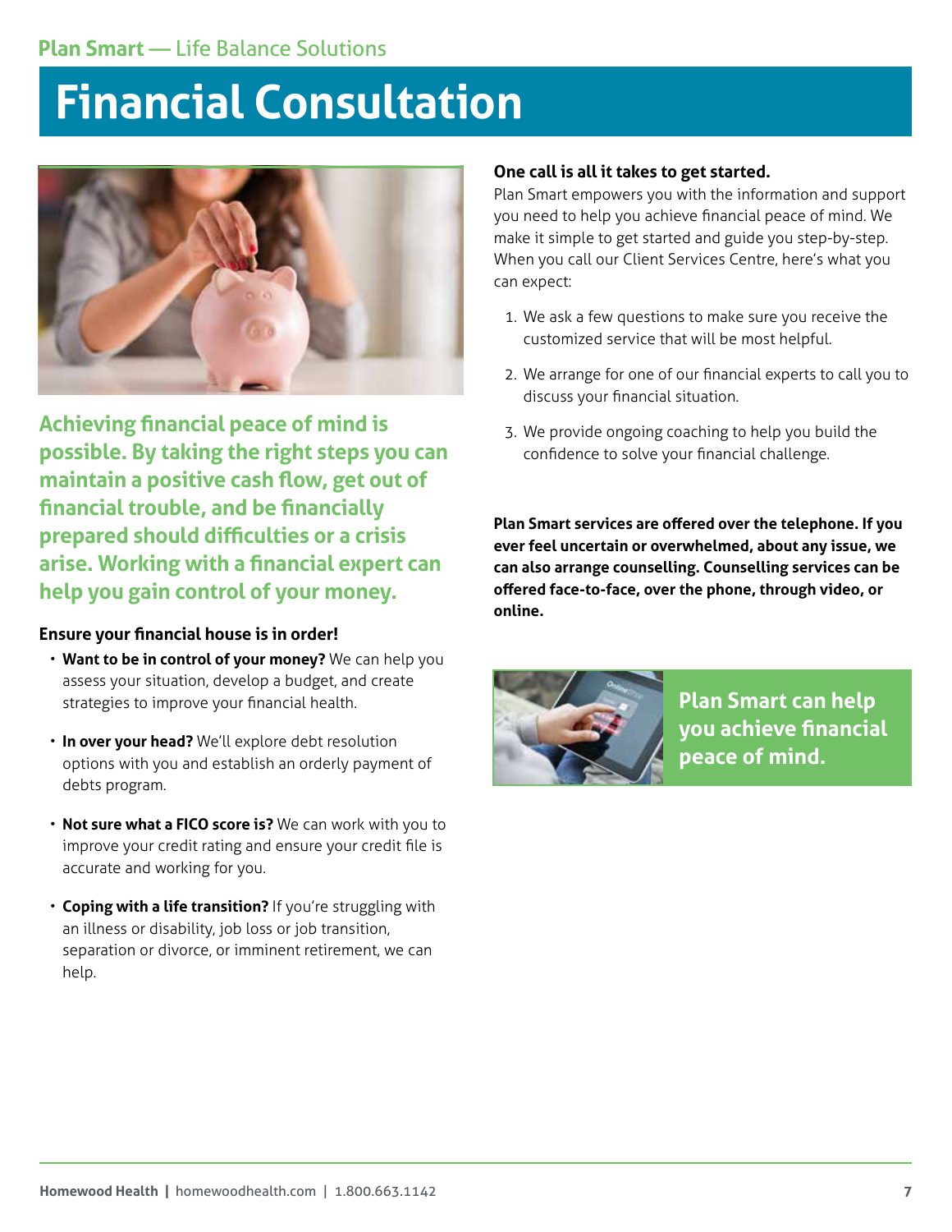# Financial Consultation

**Achieving financial peace of mind is possible. By taking the right steps you can maintain a positive cash flow, get out of financial trouble, and be financially prepared should difficulties or a crisis arise. Working with a financial expert can help you gain control of your money.**

**Ensure your financial house is in order!**

- **Want to be in control of your money?** We can help you assess your situation, develop a budget, and create strategies to improve your financial health.
- **In over your head?** We'll explore debt resolution options with you and establish an orderly payment of debts program.
- **Not sure what a FICO score is?** We can work with you to improve your credit rating and ensure your credit file is accurate and working for you.
- **Coping with a life transition?** If you're struggling with an illness or disability, job loss or job transition, separation or divorce, or imminent retirement, we can help.

**One call is all it takes to get started.**

Plan Smart empowers you with the information and support you need to help you achieve financial peace of mind. We make it simple to get started and guide you step-by-step. When you call our Client Services Centre, here's what you can expect:

1. We ask a few questions to make sure you receive the customized service that will be most helpful.
2. We arrange for one of our financial experts to call you to discuss your financial situation.
3. We provide ongoing coaching to help you build the confidence to solve your financial challenge.

**Plan Smart services are offered over the telephone. If you ever feel uncertain or overwhelmed, about any issue, we can also arrange counselling. Counselling services can be offered face-to-face, over the phone, through video, or online.**

**Plan Smart can help you achieve financial peace of mind.**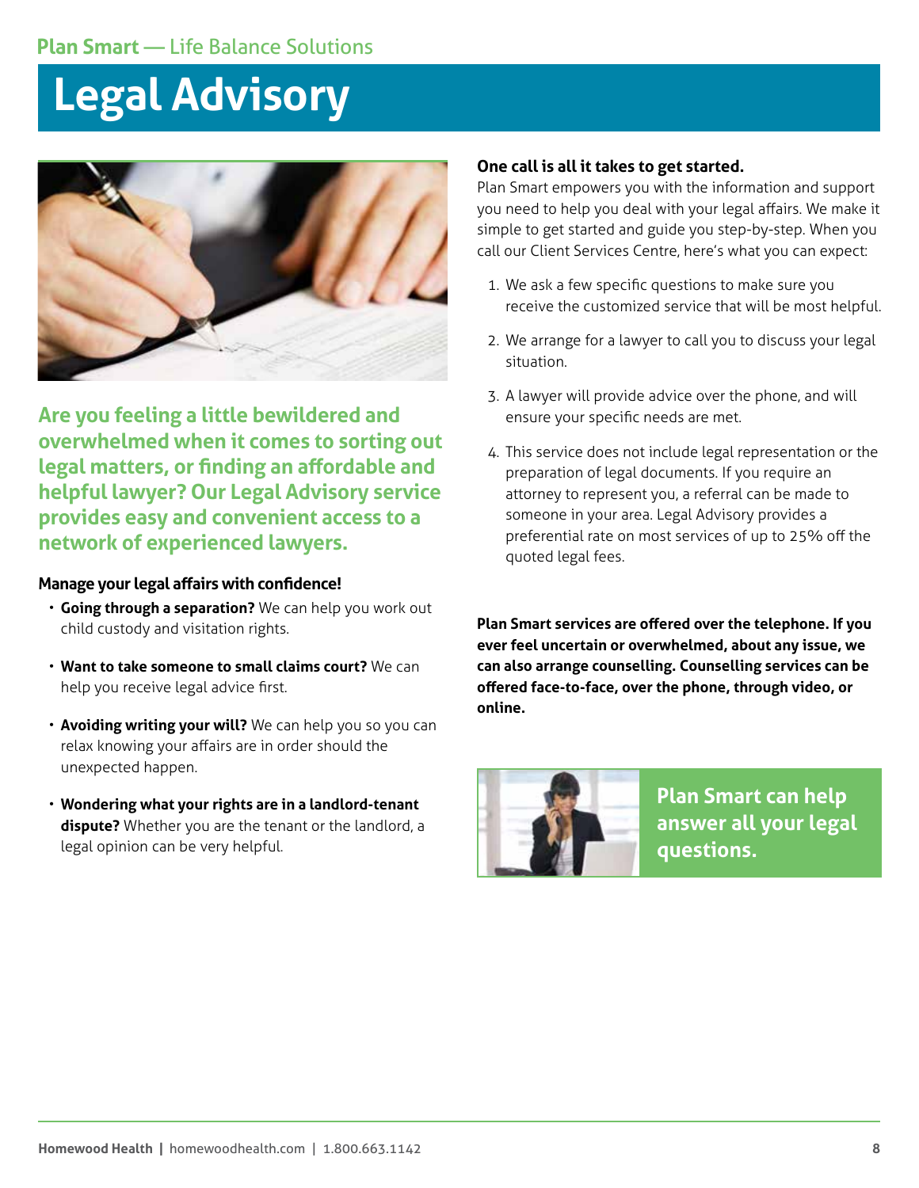Plan Smart — Life Balance Solutions

# Legal Advisory

**Are you feeling a little bewildered and overwhelmed when it comes to sorting out legal matters, or finding an affordable and helpful lawyer? Our Legal Advisory service provides easy and convenient access to a network of experienced lawyers.**

### Manage your legal affairs with confidence!

- **Going through a separation?** We can help you work out child custody and visitation rights.
- **Want to take someone to small claims court?** We can help you receive legal advice first.
- **Avoiding writing your will?** We can help you so you can relax knowing your affairs are in order should the unexpected happen.
- **Wondering what your rights are in a landlord-tenant dispute?** Whether you are the tenant or the landlord, a legal opinion can be very helpful.

### One call is all it takes to get started.

Plan Smart empowers you with the information and support you need to help you deal with your legal affairs. We make it simple to get started and guide you step-by-step. When you call our Client Services Centre, here's what you can expect:

1. We ask a few specific questions to make sure you receive the customized service that will be most helpful.
2. We arrange for a lawyer to call you to discuss your legal situation.
3. A lawyer will provide advice over the phone, and will ensure your specific needs are met.
4. This service does not include legal representation or the preparation of legal documents. If you require an attorney to represent you, a referral can be made to someone in your area. Legal Advisory provides a preferential rate on most services of up to 25% off the quoted legal fees.

**Plan Smart services are offered over the telephone. If you ever feel uncertain or overwhelmed, about any issue, we can also arrange counselling. Counselling services can be offered face-to-face, over the phone, through video, or online.**

**Plan Smart can help answer all your legal questions.**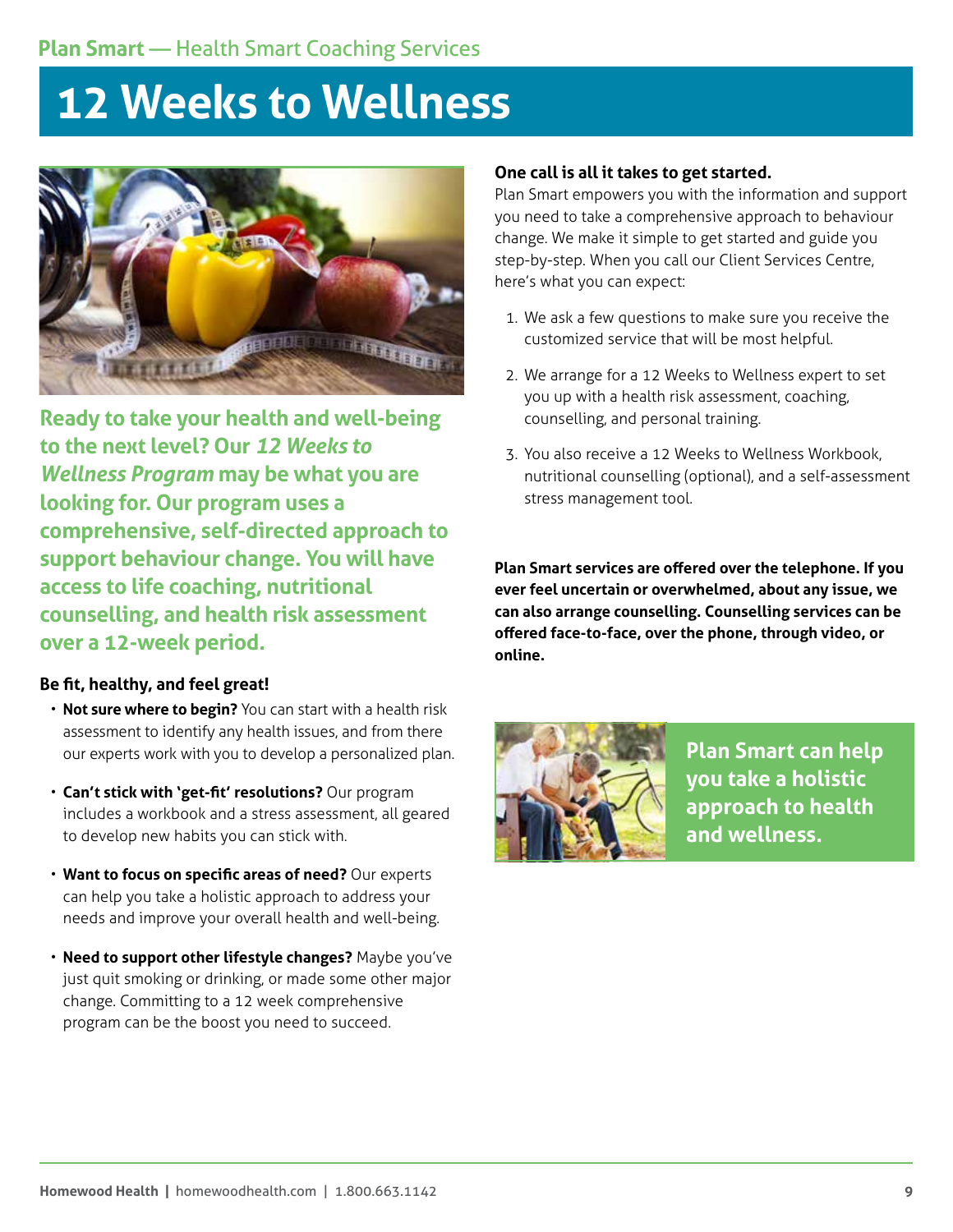Plan Smart — Health Smart Coaching Services

# 12 Weeks to Wellness

**Ready to take your health and well-being to the next level? Our *12 Weeks to Wellness Program* may be what you are looking for. Our program uses a comprehensive, self-directed approach to support behaviour change. You will have access to life coaching, nutritional counselling, and health risk assessment over a 12-week period.**

### Be fit, healthy, and feel great!

- **Not sure where to begin?** You can start with a health risk assessment to identify any health issues, and from there our experts work with you to develop a personalized plan.
- **Can't stick with 'get-fit' resolutions?** Our program includes a workbook and a stress assessment, all geared to develop new habits you can stick with.
- **Want to focus on specific areas of need?** Our experts can help you take a holistic approach to address your needs and improve your overall health and well-being.
- **Need to support other lifestyle changes?** Maybe you've just quit smoking or drinking, or made some other major change. Committing to a 12 week comprehensive program can be the boost you need to succeed.

### One call is all it takes to get started.

Plan Smart empowers you with the information and support you need to take a comprehensive approach to behaviour change. We make it simple to get started and guide you step-by-step. When you call our Client Services Centre, here's what you can expect:

1. We ask a few questions to make sure you receive the customized service that will be most helpful.
2. We arrange for a 12 Weeks to Wellness expert to set you up with a health risk assessment, coaching, counselling, and personal training.
3. You also receive a 12 Weeks to Wellness Workbook, nutritional counselling (optional), and a self-assessment stress management tool.

**Plan Smart services are offered over the telephone. If you ever feel uncertain or overwhelmed, about any issue, we can also arrange counselling. Counselling services can be offered face-to-face, over the phone, through video, or online.**

**Plan Smart can help you take a holistic approach to health and wellness.**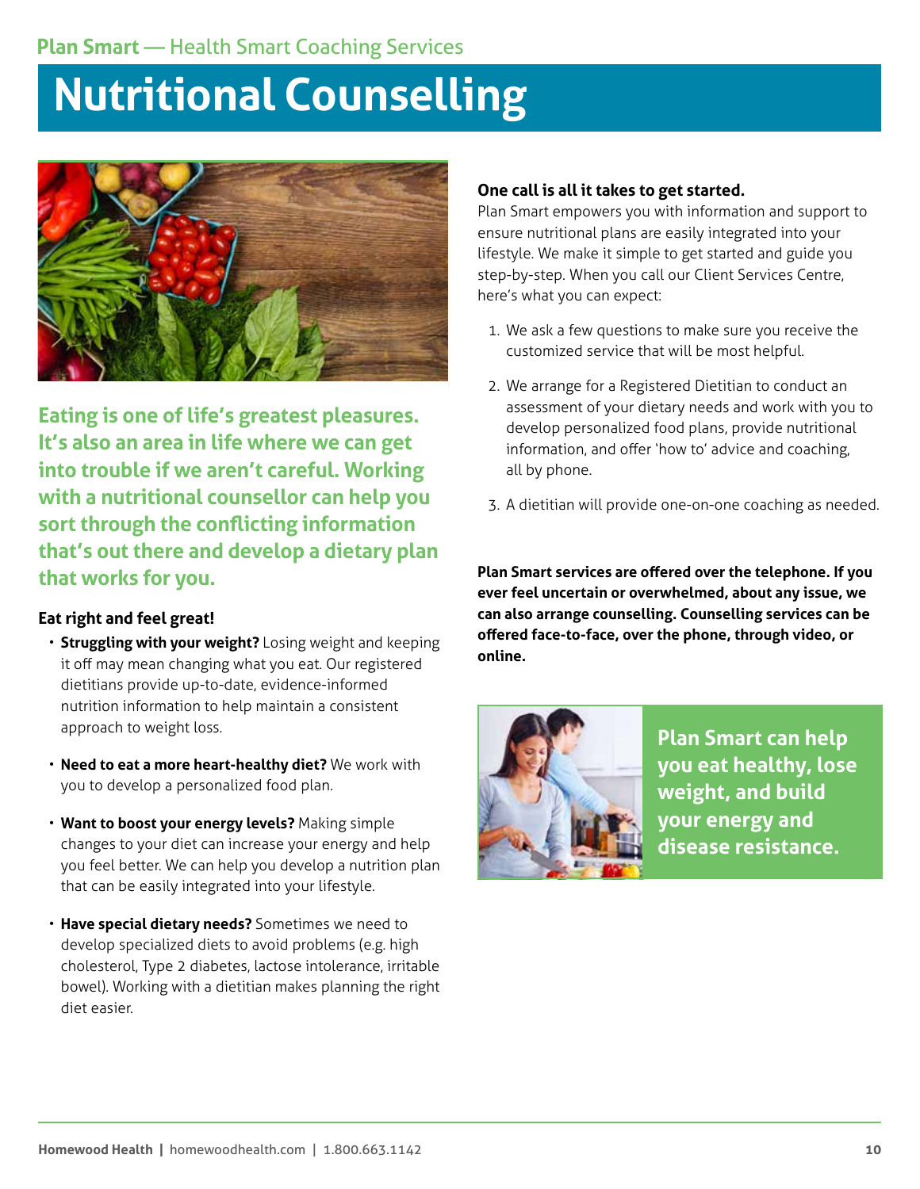Plan Smart — Health Smart Coaching Services

# Nutritional Counselling

**Eating is one of life's greatest pleasures. It's also an area in life where we can get into trouble if we aren't careful. Working with a nutritional counsellor can help you sort through the conflicting information that's out there and develop a dietary plan that works for you.**

### Eat right and feel great!

- **Struggling with your weight?** Losing weight and keeping it off may mean changing what you eat. Our registered dietitians provide up-to-date, evidence-informed nutrition information to help maintain a consistent approach to weight loss.
- **Need to eat a more heart-healthy diet?** We work with you to develop a personalized food plan.
- **Want to boost your energy levels?** Making simple changes to your diet can increase your energy and help you feel better. We can help you develop a nutrition plan that can be easily integrated into your lifestyle.
- **Have special dietary needs?** Sometimes we need to develop specialized diets to avoid problems (e.g. high cholesterol, Type 2 diabetes, lactose intolerance, irritable bowel). Working with a dietitian makes planning the right diet easier.

### One call is all it takes to get started.

Plan Smart empowers you with information and support to ensure nutritional plans are easily integrated into your lifestyle. We make it simple to get started and guide you step-by-step. When you call our Client Services Centre, here's what you can expect:

1. We ask a few questions to make sure you receive the customized service that will be most helpful.
2. We arrange for a Registered Dietitian to conduct an assessment of your dietary needs and work with you to develop personalized food plans, provide nutritional information, and offer 'how to' advice and coaching, all by phone.
3. A dietitian will provide one-on-one coaching as needed.

**Plan Smart services are offered over the telephone. If you ever feel uncertain or overwhelmed, about any issue, we can also arrange counselling. Counselling services can be offered face-to-face, over the phone, through video, or online.**

**Plan Smart can help you eat healthy, lose weight, and build your energy and disease resistance.**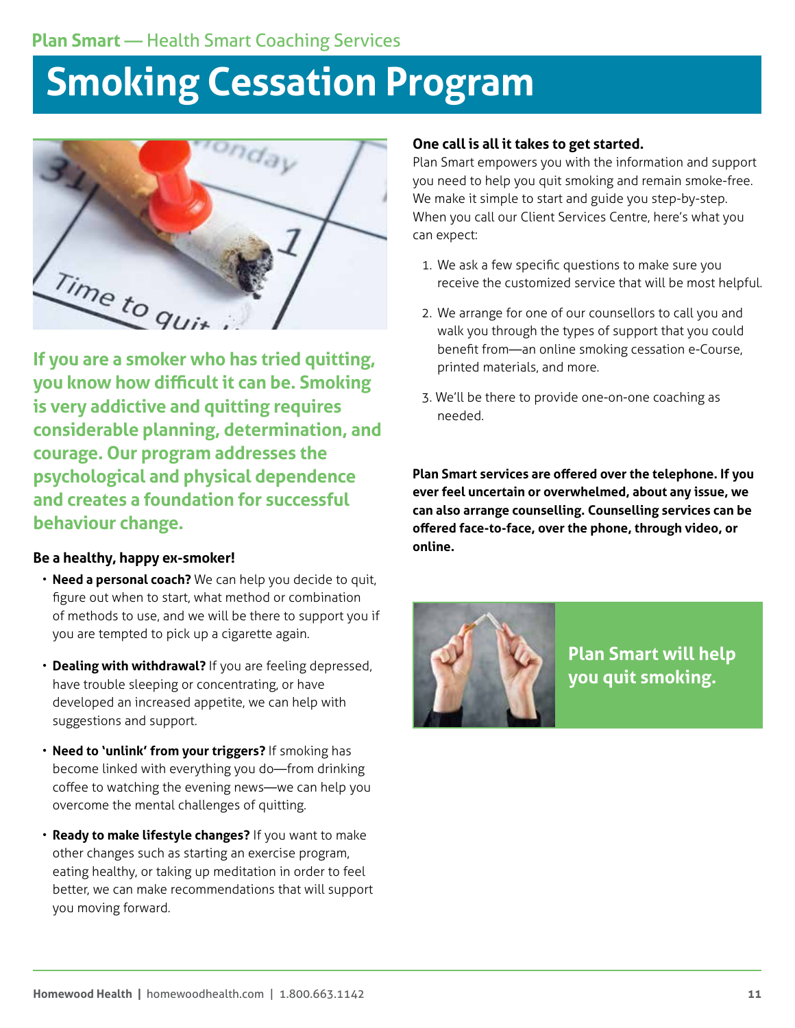Plan Smart — Health Smart Coaching Services

# Smoking Cessation Program

**If you are a smoker who has tried quitting, you know how difficult it can be. Smoking is very addictive and quitting requires considerable planning, determination, and courage. Our program addresses the psychological and physical dependence and creates a foundation for successful behaviour change.**

### Be a healthy, happy ex-smoker!

- **Need a personal coach?** We can help you decide to quit, figure out when to start, what method or combination of methods to use, and we will be there to support you if you are tempted to pick up a cigarette again.
- **Dealing with withdrawal?** If you are feeling depressed, have trouble sleeping or concentrating, or have developed an increased appetite, we can help with suggestions and support.
- **Need to 'unlink' from your triggers?** If smoking has become linked with everything you do—from drinking coffee to watching the evening news—we can help you overcome the mental challenges of quitting.
- **Ready to make lifestyle changes?** If you want to make other changes such as starting an exercise program, eating healthy, or taking up meditation in order to feel better, we can make recommendations that will support you moving forward.

### One call is all it takes to get started.

Plan Smart empowers you with the information and support you need to help you quit smoking and remain smoke-free. We make it simple to start and guide you step-by-step. When you call our Client Services Centre, here's what you can expect:

1. We ask a few specific questions to make sure you receive the customized service that will be most helpful.
2. We arrange for one of our counsellors to call you and walk you through the types of support that you could benefit from—an online smoking cessation e-Course, printed materials, and more.
3. We'll be there to provide one-on-one coaching as needed.

**Plan Smart services are offered over the telephone. If you ever feel uncertain or overwhelmed, about any issue, we can also arrange counselling. Counselling services can be offered face-to-face, over the phone, through video, or online.**

**Plan Smart will help you quit smoking.**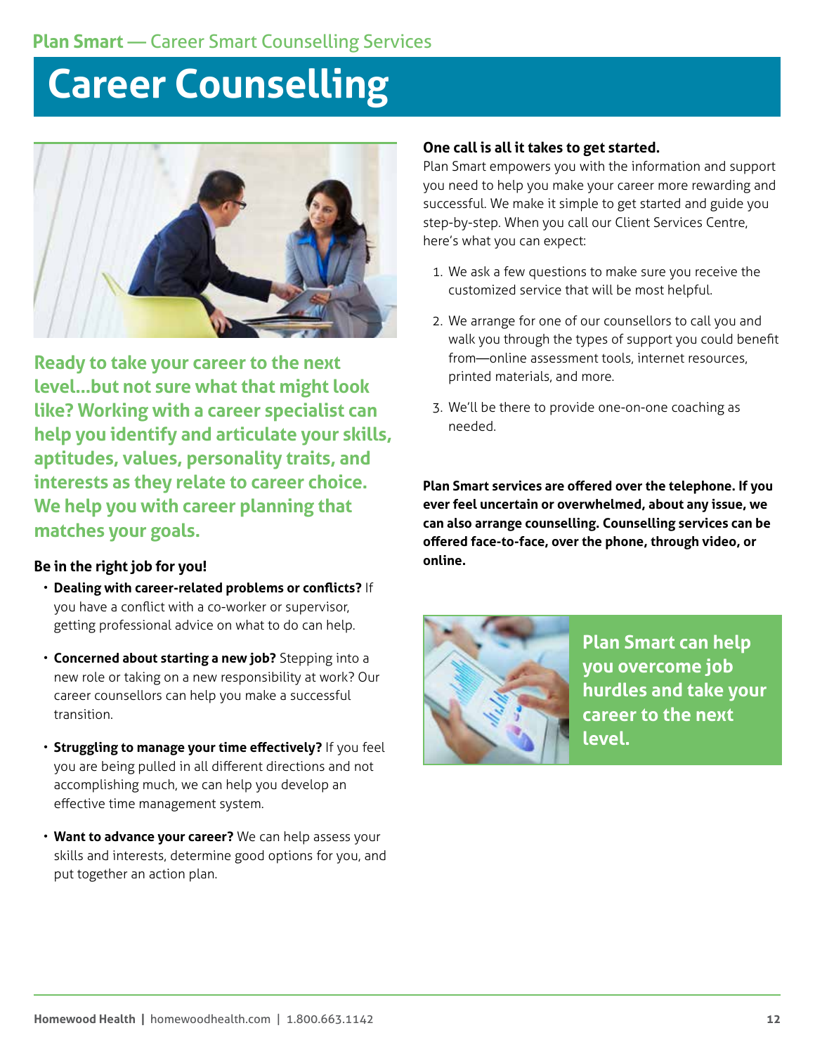Plan Smart — Career Smart Counselling Services

# Career Counselling

**Ready to take your career to the next level...but not sure what that might look like? Working with a career specialist can help you identify and articulate your skills, aptitudes, values, personality traits, and interests as they relate to career choice. We help you with career planning that matches your goals.**

### Be in the right job for you!

- **Dealing with career-related problems or conflicts?** If you have a conflict with a co-worker or supervisor, getting professional advice on what to do can help.
- **Concerned about starting a new job?** Stepping into a new role or taking on a new responsibility at work? Our career counsellors can help you make a successful transition.
- **Struggling to manage your time effectively?** If you feel you are being pulled in all different directions and not accomplishing much, we can help you develop an effective time management system.
- **Want to advance your career?** We can help assess your skills and interests, determine good options for you, and put together an action plan.

### One call is all it takes to get started.

Plan Smart empowers you with the information and support you need to help you make your career more rewarding and successful. We make it simple to get started and guide you step-by-step. When you call our Client Services Centre, here's what you can expect:

1. We ask a few questions to make sure you receive the customized service that will be most helpful.
2. We arrange for one of our counsellors to call you and walk you through the types of support you could benefit from—online assessment tools, internet resources, printed materials, and more.
3. We'll be there to provide one-on-one coaching as needed.

**Plan Smart services are offered over the telephone. If you ever feel uncertain or overwhelmed, about any issue, we can also arrange counselling. Counselling services can be offered face-to-face, over the phone, through video, or online.**

**Plan Smart can help you overcome job hurdles and take your career to the next level.**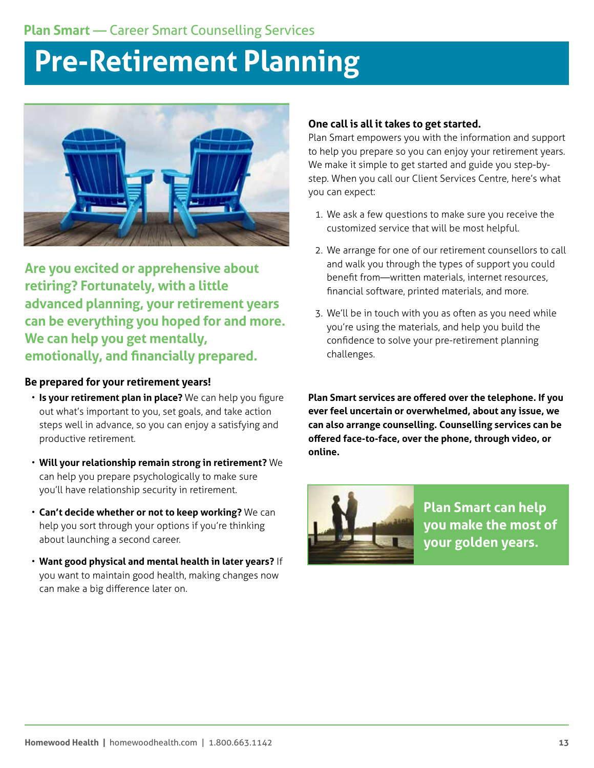Plan Smart — Career Smart Counselling Services

# Pre-Retirement Planning

**Are you excited or apprehensive about retiring? Fortunately, with a little advanced planning, your retirement years can be everything you hoped for and more. We can help you get mentally, emotionally, and financially prepared.**

**Be prepared for your retirement years!**

- **Is your retirement plan in place?** We can help you figure out what's important to you, set goals, and take action steps well in advance, so you can enjoy a satisfying and productive retirement.
- **Will your relationship remain strong in retirement?** We can help you prepare psychologically to make sure you'll have relationship security in retirement.
- **Can't decide whether or not to keep working?** We can help you sort through your options if you're thinking about launching a second career.
- **Want good physical and mental health in later years?** If you want to maintain good health, making changes now can make a big difference later on.

**One call is all it takes to get started.**

Plan Smart empowers you with the information and support to help you prepare so you can enjoy your retirement years. We make it simple to get started and guide you step-by-step. When you call our Client Services Centre, here's what you can expect:

1. We ask a few questions to make sure you receive the customized service that will be most helpful.
2. We arrange for one of our retirement counsellors to call and walk you through the types of support you could benefit from—written materials, internet resources, financial software, printed materials, and more.
3. We'll be in touch with you as often as you need while you're using the materials, and help you build the confidence to solve your pre-retirement planning challenges.

**Plan Smart services are offered over the telephone. If you ever feel uncertain or overwhelmed, about any issue, we can also arrange counselling. Counselling services can be offered face-to-face, over the phone, through video, or online.**

**Plan Smart can help you make the most of your golden years.**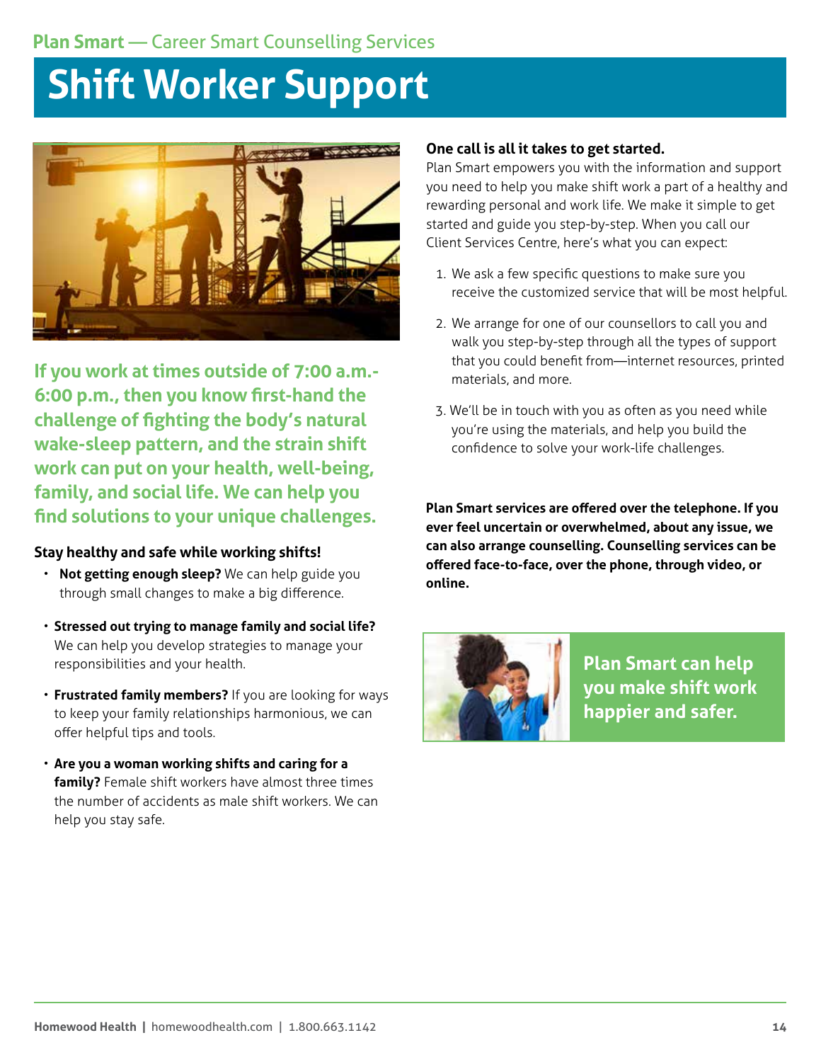Plan Smart — Career Smart Counselling Services

# Shift Worker Support

**If you work at times outside of 7:00 a.m.-6:00 p.m., then you know first-hand the challenge of fighting the body's natural wake-sleep pattern, and the strain shift work can put on your health, well-being, family, and social life. We can help you find solutions to your unique challenges.**

### Stay healthy and safe while working shifts!

- **Not getting enough sleep?** We can help guide you through small changes to make a big difference.
- **Stressed out trying to manage family and social life?** We can help you develop strategies to manage your responsibilities and your health.
- **Frustrated family members?** If you are looking for ways to keep your family relationships harmonious, we can offer helpful tips and tools.
- **Are you a woman working shifts and caring for a family?** Female shift workers have almost three times the number of accidents as male shift workers. We can help you stay safe.

### One call is all it takes to get started.

Plan Smart empowers you with the information and support you need to help you make shift work a part of a healthy and rewarding personal and work life. We make it simple to get started and guide you step-by-step. When you call our Client Services Centre, here's what you can expect:

1. We ask a few specific questions to make sure you receive the customized service that will be most helpful.
2. We arrange for one of our counsellors to call you and walk you step-by-step through all the types of support that you could benefit from—internet resources, printed materials, and more.
3. We'll be in touch with you as often as you need while you're using the materials, and help you build the confidence to solve your work-life challenges.

**Plan Smart services are offered over the telephone. If you ever feel uncertain or overwhelmed, about any issue, we can also arrange counselling. Counselling services can be offered face-to-face, over the phone, through video, or online.**

**Plan Smart can help you make shift work happier and safer.**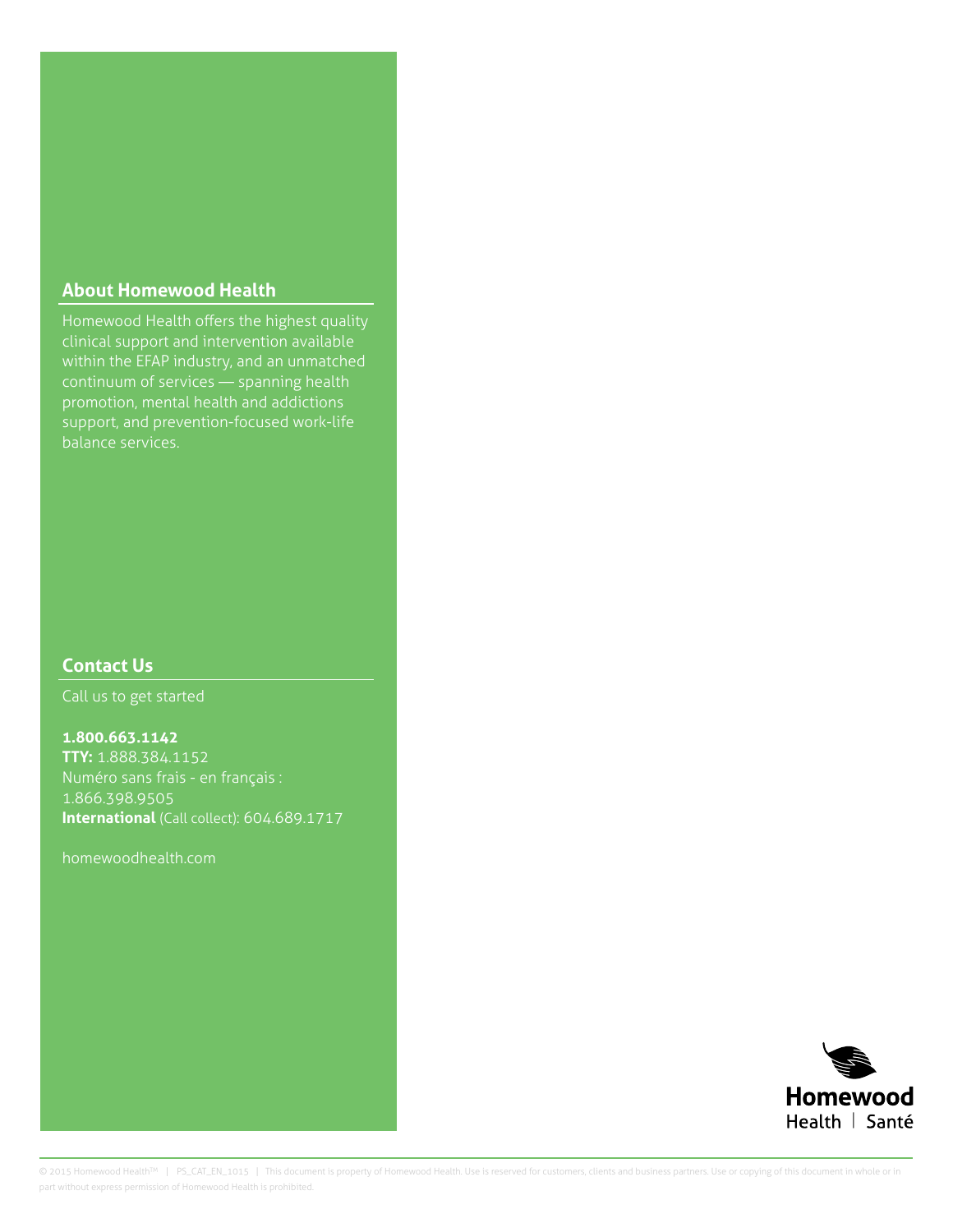## About Homewood Health

Homewood Health offers the highest quality clinical support and intervention available within the EFAP industry, and an unmatched continuum of services — spanning health promotion, mental health and addictions support, and prevention-focused work-life balance services.

## Contact Us

Call us to get started

**1.800.663.1142**
**TTY:** 1.888.384.1152
Numéro sans frais - en français : 1.866.398.9505
**International** (Call collect): 604.689.1717

homewoodhealth.com

Homewood Health | Santé

© 2015 Homewood Health™ | PS_CAT_EN_1015 | This document is property of Homewood Health. Use is reserved for customers, clients and business partners. Use or copying of this document in whole or in part without express permission of Homewood Health is prohibited.